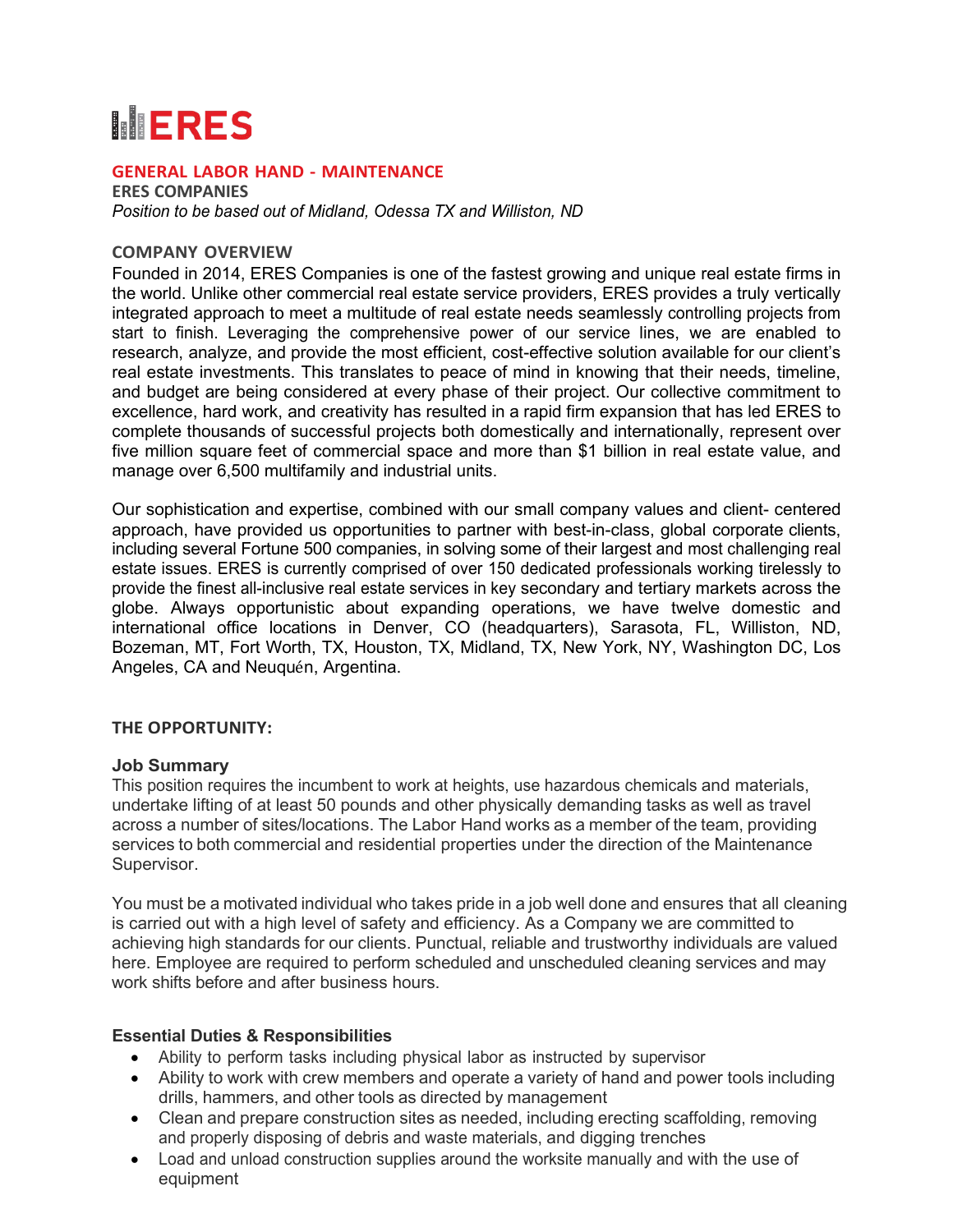# ERES

## GENERAL LABOR HAND - MAINTENANCE

**ERES COMPANIES**

*Position to be based out of Midland, Odessa TX and Williston, ND*

### COMPANY OVERVIEW

Founded in 2014, ERES Companies is one of the fastest growing and unique real estate firms in the world. Unlike other commercial real estate service providers, ERES provides a truly vertically integrated approach to meet a multitude of real estate needs seamlessly controlling projects from start to finish. Leveraging the comprehensive power of our service lines, we are enabled to research, analyze, and provide the most efficient, cost-effective solution available for our client's real estate investments. This translates to peace of mind in knowing that their needs, timeline, and budget are being considered at every phase of their project. Our collective commitment to excellence, hard work, and creativity has resulted in a rapid firm expansion that has led ERES to complete thousands of successful projects both domestically and internationally, represent over five million square feet of commercial space and more than $1 billion in real estate value, and manage over 6,500 multifamily and industrial units.

Our sophistication and expertise, combined with our small company values and client- centered approach, have provided us opportunities to partner with best-in-class, global corporate clients, including several Fortune 500 companies, in solving some of their largest and most challenging real estate issues. ERES is currently comprised of over 150 dedicated professionals working tirelessly to provide the finest all-inclusive real estate services in key secondary and tertiary markets across the globe. Always opportunistic about expanding operations, we have twelve domestic and international office locations in Denver, CO (headquarters), Sarasota, FL, Williston, ND, Bozeman, MT, Fort Worth, TX, Houston, TX, Midland, TX, New York, NY, Washington DC, Los Angeles, CA and Neuquén, Argentina.

### THE OPPORTUNITY:

#### Job Summary

This position requires the incumbent to work at heights, use hazardous chemicals and materials, undertake lifting of at least 50 pounds and other physically demanding tasks as well as travel across a number of sites/locations. The Labor Hand works as a member of the team, providing services to both commercial and residential properties under the direction of the Maintenance Supervisor.

You must be a motivated individual who takes pride in a job well done and ensures that all cleaning is carried out with a high level of safety and efficiency. As a Company we are committed to achieving high standards for our clients. Punctual, reliable and trustworthy individuals are valued here. Employee are required to perform scheduled and unscheduled cleaning services and may work shifts before and after business hours.

#### Essential Duties & Responsibilities

- Ability to perform tasks including physical labor as instructed by supervisor
- Ability to work with crew members and operate a variety of hand and power tools including drills, hammers, and other tools as directed by management
- Clean and prepare construction sites as needed, including erecting scaffolding, removing and properly disposing of debris and waste materials, and digging trenches
- Load and unload construction supplies around the worksite manually and with the use of equipment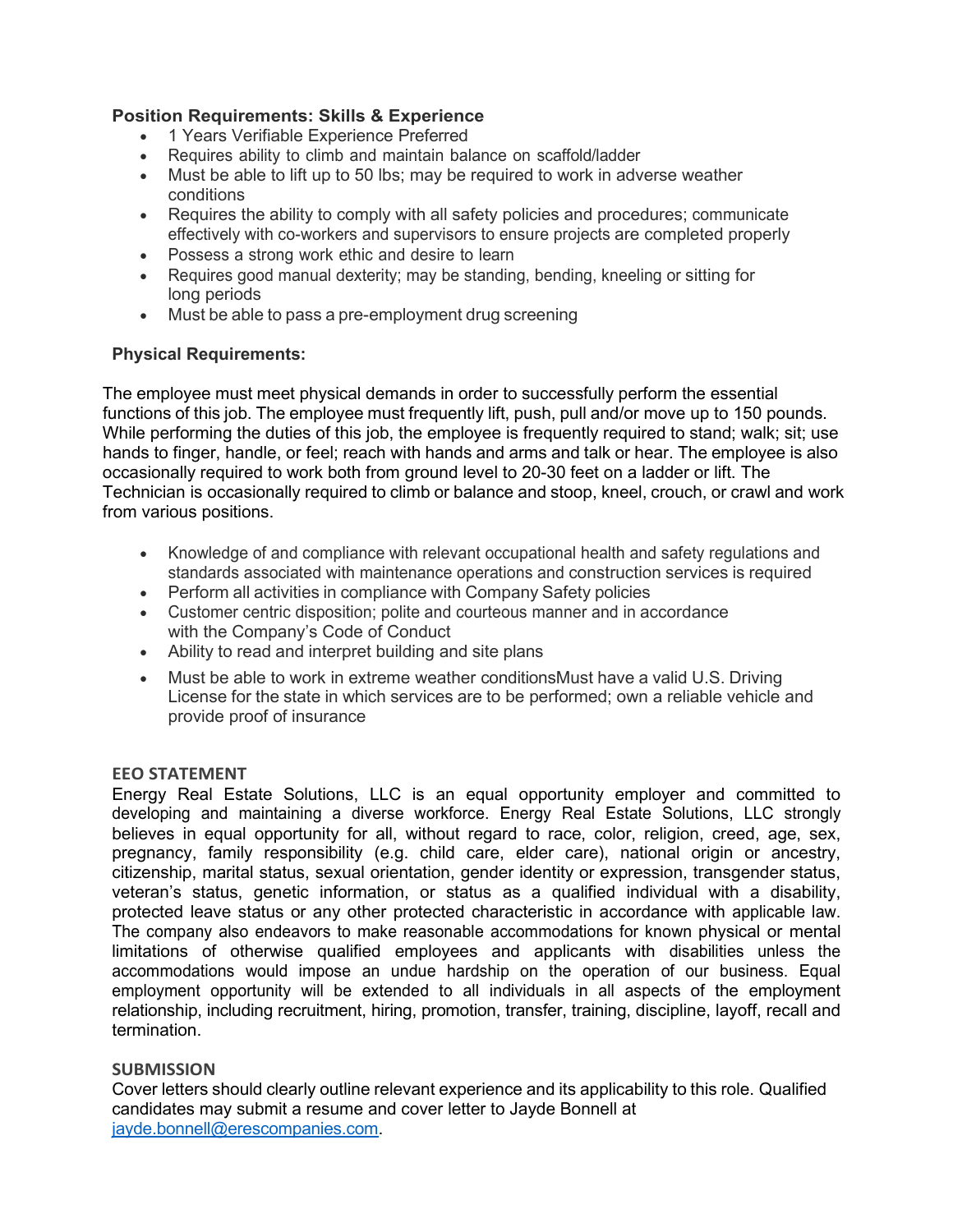### Position Requirements: Skills & Experience

- 1 Years Verifiable Experience Preferred
- Requires ability to climb and maintain balance on scaffold/ladder
- Must be able to lift up to 50 lbs; may be required to work in adverse weather conditions
- Requires the ability to comply with all safety policies and procedures; communicate effectively with co-workers and supervisors to ensure projects are completed properly
- Possess a strong work ethic and desire to learn
- Requires good manual dexterity; may be standing, bending, kneeling or sitting for long periods
- Must be able to pass a pre-employment drug screening

### Physical Requirements:

The employee must meet physical demands in order to successfully perform the essential functions of this job. The employee must frequently lift, push, pull and/or move up to 150 pounds. While performing the duties of this job, the employee is frequently required to stand; walk; sit; use hands to finger, handle, or feel; reach with hands and arms and talk or hear. The employee is also occasionally required to work both from ground level to 20-30 feet on a ladder or lift. The Technician is occasionally required to climb or balance and stoop, kneel, crouch, or crawl and work from various positions.

- Knowledge of and compliance with relevant occupational health and safety regulations and standards associated with maintenance operations and construction services is required
- Perform all activities in compliance with Company Safety policies
- Customer centric disposition; polite and courteous manner and in accordance with the Company's Code of Conduct
- Ability to read and interpret building and site plans
- Must be able to work in extreme weather conditionsMust have a valid U.S. Driving License for the state in which services are to be performed; own a reliable vehicle and provide proof of insurance

### EEO STATEMENT

Energy Real Estate Solutions, LLC is an equal opportunity employer and committed to developing and maintaining a diverse workforce. Energy Real Estate Solutions, LLC strongly believes in equal opportunity for all, without regard to race, color, religion, creed, age, sex, pregnancy, family responsibility (e.g. child care, elder care), national origin or ancestry, citizenship, marital status, sexual orientation, gender identity or expression, transgender status, veteran's status, genetic information, or status as a qualified individual with a disability, protected leave status or any other protected characteristic in accordance with applicable law. The company also endeavors to make reasonable accommodations for known physical or mental limitations of otherwise qualified employees and applicants with disabilities unless the accommodations would impose an undue hardship on the operation of our business. Equal employment opportunity will be extended to all individuals in all aspects of the employment relationship, including recruitment, hiring, promotion, transfer, training, discipline, layoff, recall and termination.

### SUBMISSION

Cover letters should clearly outline relevant experience and its applicability to this role. Qualified candidates may submit a resume and cover letter to Jayde Bonnell at [jayde.bonnell@erescompanies.com](mailto:jayde.bonnell@erescompanies.com).